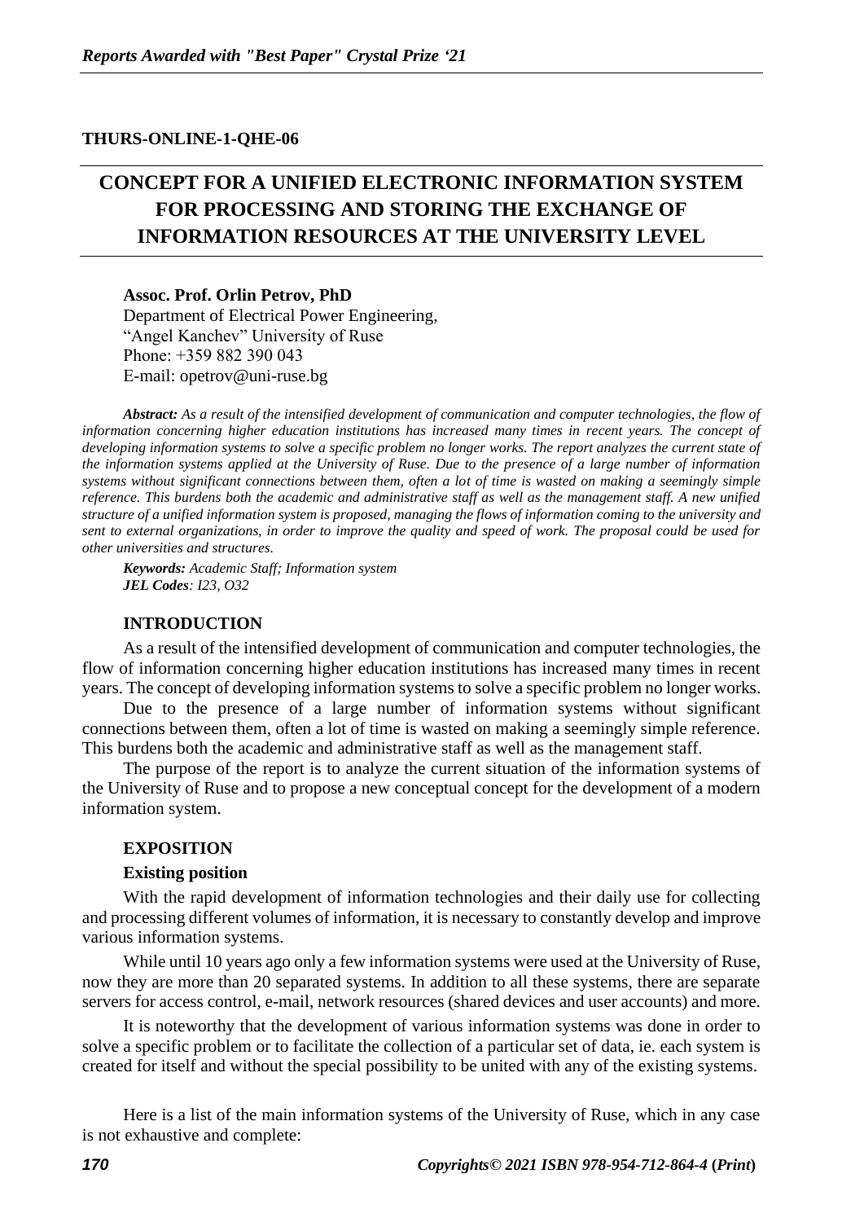THURS-ONLINE-1-QHE-06

# CONCEPT FOR A UNIFIED ELECTRONIC INFORMATION SYSTEM FOR PROCESSING AND STORING THE EXCHANGE OF INFORMATION RESOURCES AT THE UNIVERSITY LEVEL

**Assoc. Prof. Orlin Petrov, PhD**
Department of Electrical Power Engineering,
"Angel Kanchev" University of Ruse
Phone: +359 882 390 043
E-mail: opetrov@uni-ruse.bg

***Abstract:*** *As a result of the intensified development of communication and computer technologies, the flow of information concerning higher education institutions has increased many times in recent years. The concept of developing information systems to solve a specific problem no longer works. The report analyzes the current state of the information systems applied at the University of Ruse. Due to the presence of a large number of information systems without significant connections between them, often a lot of time is wasted on making a seemingly simple reference. This burdens both the academic and administrative staff as well as the management staff. A new unified structure of a unified information system is proposed, managing the flows of information coming to the university and sent to external organizations, in order to improve the quality and speed of work. The proposal could be used for other universities and structures.*

***Keywords:*** *Academic Staff; Information system*
***JEL Codes****: I23, O32*

## INTRODUCTION

As a result of the intensified development of communication and computer technologies, the flow of information concerning higher education institutions has increased many times in recent years. The concept of developing information systems to solve a specific problem no longer works.

Due to the presence of a large number of information systems without significant connections between them, often a lot of time is wasted on making a seemingly simple reference. This burdens both the academic and administrative staff as well as the management staff.

The purpose of the report is to analyze the current situation of the information systems of the University of Ruse and to propose a new conceptual concept for the development of a modern information system.

## EXPOSITION

### Existing position

With the rapid development of information technologies and their daily use for collecting and processing different volumes of information, it is necessary to constantly develop and improve various information systems.

While until 10 years ago only a few information systems were used at the University of Ruse, now they are more than 20 separated systems. In addition to all these systems, there are separate servers for access control, e-mail, network resources (shared devices and user accounts) and more.

It is noteworthy that the development of various information systems was done in order to solve a specific problem or to facilitate the collection of a particular set of data, ie. each system is created for itself and without the special possibility to be united with any of the existing systems.

Here is a list of the main information systems of the University of Ruse, which in any case is not exhaustive and complete: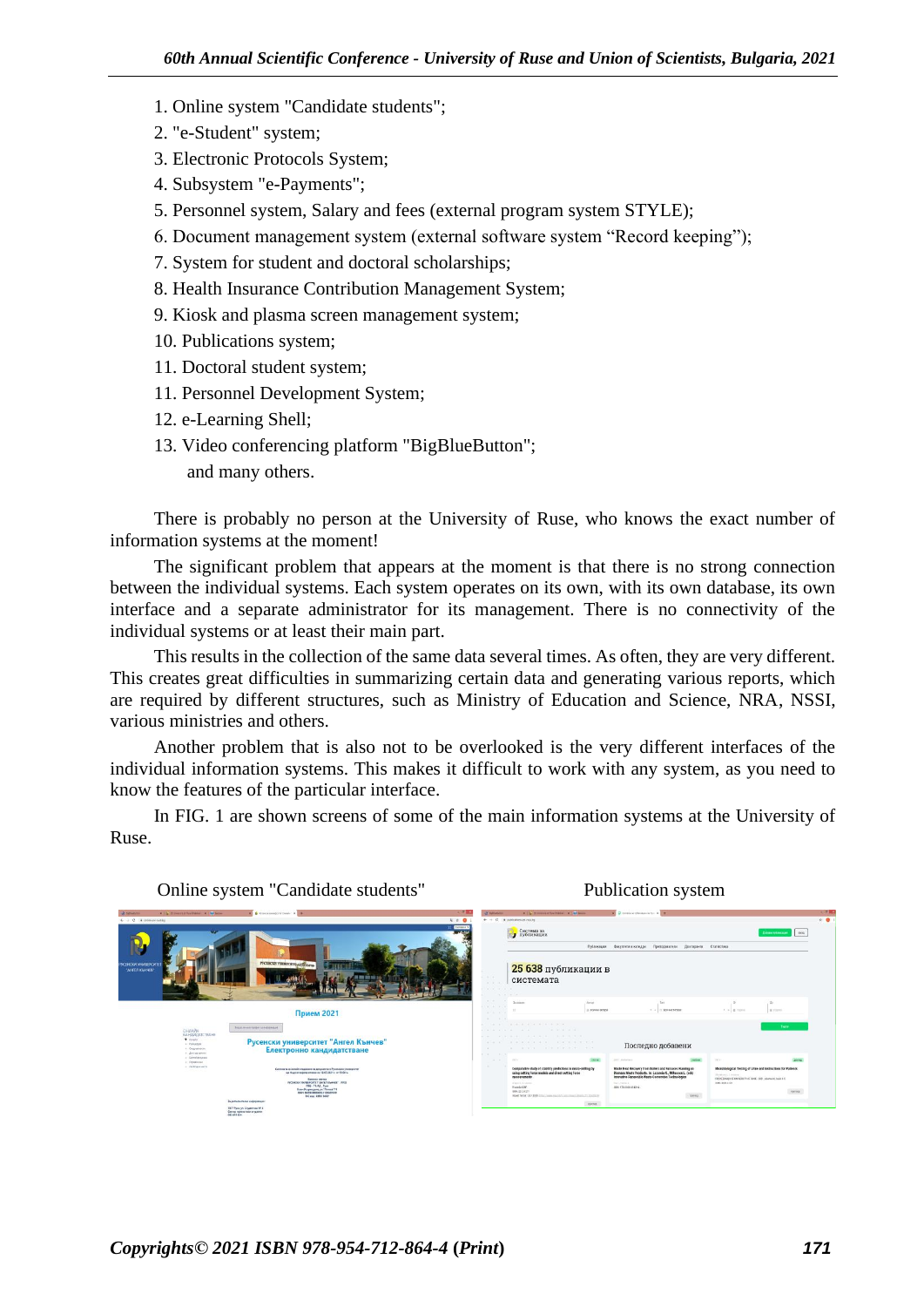1. Online system "Candidate students";
2. "e-Student" system;
3. Electronic Protocols System;
4. Subsystem "e-Payments";
5. Personnel system, Salary and fees (external program system STYLE);
6. Document management system (external software system “Record keeping”);
7. System for student and doctoral scholarships;
8. Health Insurance Contribution Management System;
9. Kiosk and plasma screen management system;
10. Publications system;
11. Doctoral student system;
11. Personnel Development System;
12. e-Learning Shell;
13. Video conferencing platform "BigBlueButton";

   and many others.

There is probably no person at the University of Ruse, who knows the exact number of information systems at the moment!

The significant problem that appears at the moment is that there is no strong connection between the individual systems. Each system operates on its own, with its own database, its own interface and a separate administrator for its management. There is no connectivity of the individual systems or at least their main part.

This results in the collection of the same data several times. As often, they are very different. This creates great difficulties in summarizing certain data and generating various reports, which are required by different structures, such as Ministry of Education and Science, NRA, NSSI, various ministries and others.

Another problem that is also not to be overlooked is the very different interfaces of the individual information systems. This makes it difficult to work with any system, as you need to know the features of the particular interface.

In FIG. 1 are shown screens of some of the main information systems at the University of Ruse.

Online system "Candidate students"

Publication system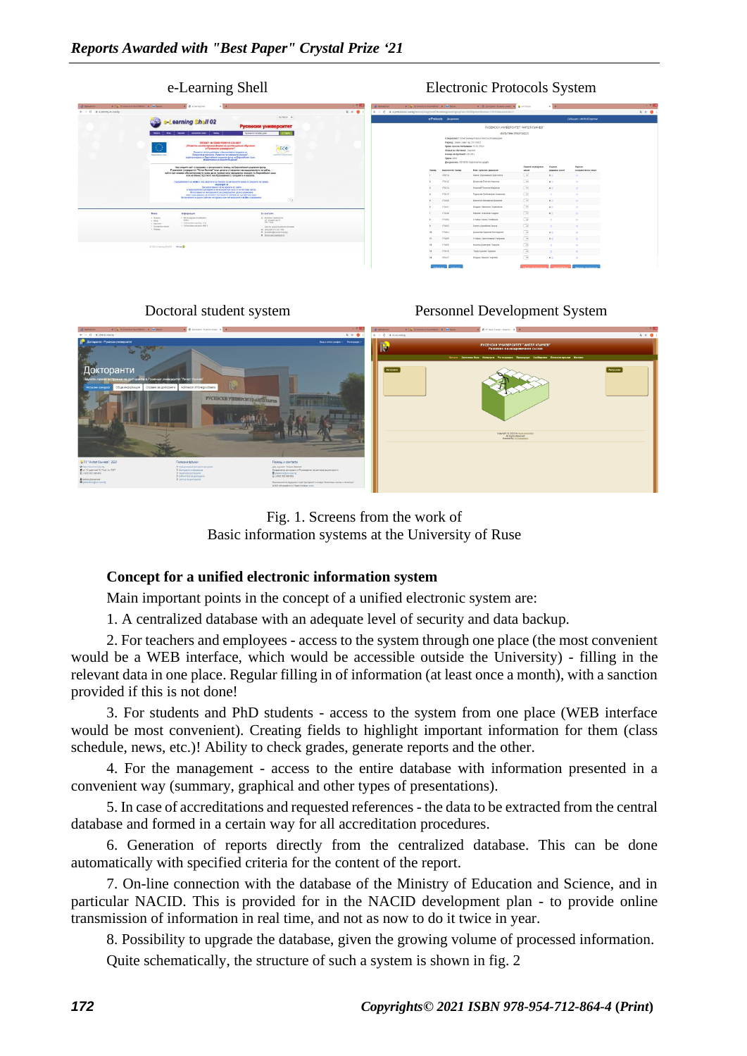e-Learning Shell

Electronic Protocols System

Doctoral student system

Personnel Development System

Fig. 1. Screens from the work of  
Basic information systems at the University of Ruse

**Concept for a unified electronic information system**

Main important points in the concept of a unified electronic system are:

1. A centralized database with an adequate level of security and data backup.

2. For teachers and employees - access to the system through one place (the most convenient would be a WEB interface, which would be accessible outside the University) - filling in the relevant data in one place. Regular filling in of information (at least once a month), with a sanction provided if this is not done!

3. For students and PhD students - access to the system from one place (WEB interface would be most convenient). Creating fields to highlight important information for them (class schedule, news, etc.)! Ability to check grades, generate reports and the other.

4. For the management - access to the entire database with information presented in a convenient way (summary, graphical and other types of presentations).

5. In case of accreditations and requested references - the data to be extracted from the central database and formed in a certain way for all accreditation procedures.

6. Generation of reports directly from the centralized database. This can be done automatically with specified criteria for the content of the report.

7. On-line connection with the database of the Ministry of Education and Science, and in particular NACID. This is provided for in the NACID development plan - to provide online transmission of information in real time, and not as now to do it twice in year.

8. Possibility to upgrade the database, given the growing volume of processed information.

Quite schematically, the structure of such a system is shown in fig. 2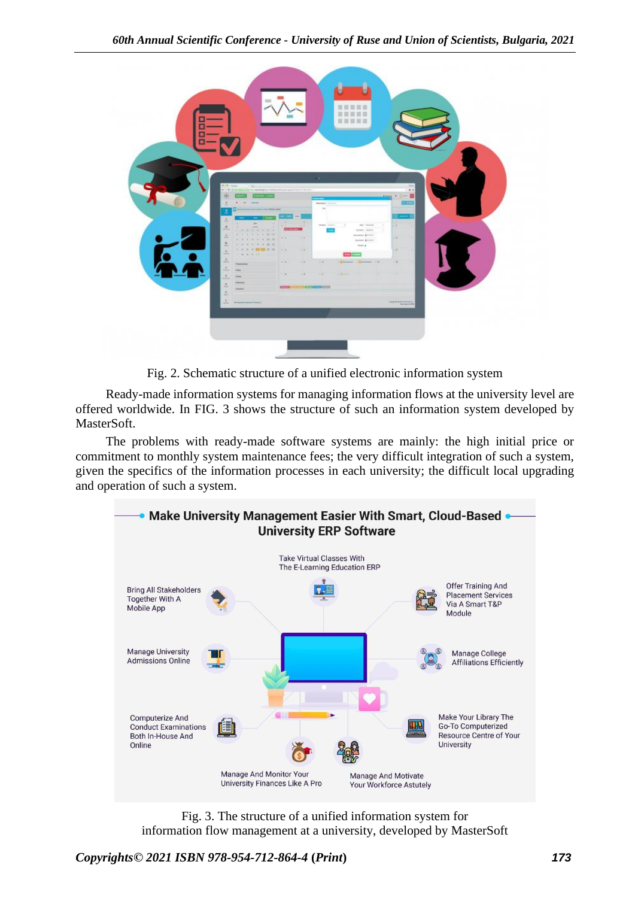Fig. 2. Schematic structure of a unified electronic information system

Ready-made information systems for managing information flows at the university level are offered worldwide. In FIG. 3 shows the structure of such an information system developed by MasterSoft.

The problems with ready-made software systems are mainly: the high initial price or commitment to monthly system maintenance fees; the very difficult integration of such a system, given the specifics of the information processes in each university; the difficult local upgrading and operation of such a system.

Fig. 3. The structure of a unified information system for information flow management at a university, developed by MasterSoft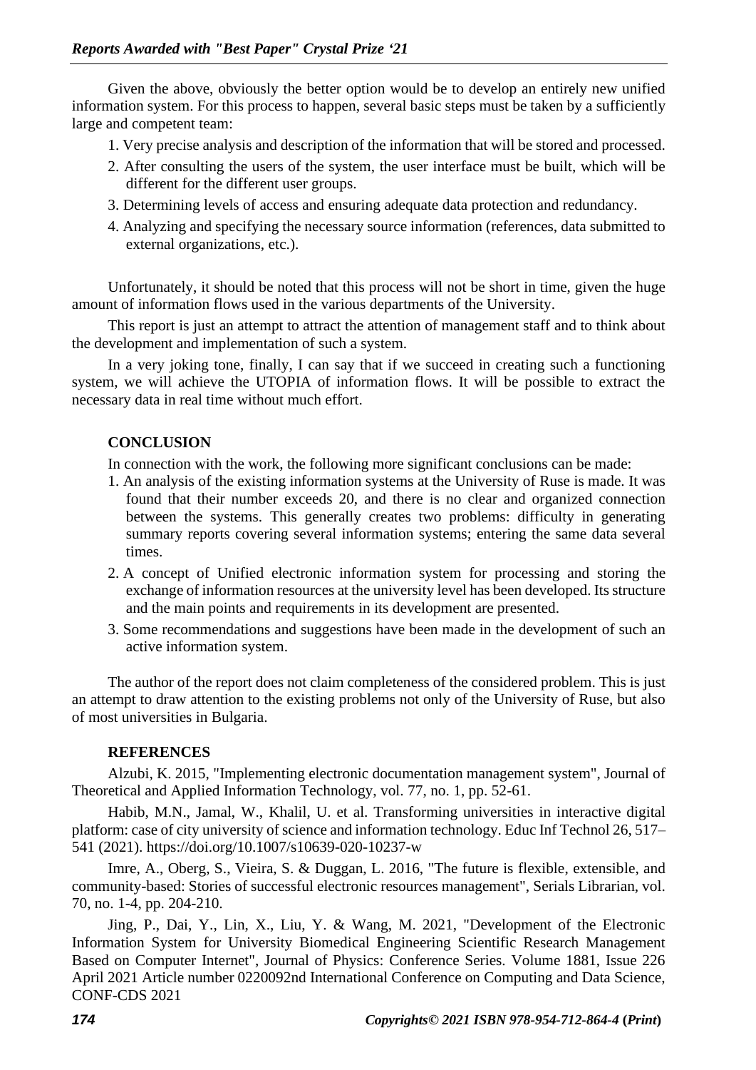Given the above, obviously the better option would be to develop an entirely new unified information system. For this process to happen, several basic steps must be taken by a sufficiently large and competent team:

1. Very precise analysis and description of the information that will be stored and processed.
2. After consulting the users of the system, the user interface must be built, which will be different for the different user groups.
3. Determining levels of access and ensuring adequate data protection and redundancy.
4. Analyzing and specifying the necessary source information (references, data submitted to external organizations, etc.).

Unfortunately, it should be noted that this process will not be short in time, given the huge amount of information flows used in the various departments of the University.

This report is just an attempt to attract the attention of management staff and to think about the development and implementation of such a system.

In a very joking tone, finally, I can say that if we succeed in creating such a functioning system, we will achieve the UTOPIA of information flows. It will be possible to extract the necessary data in real time without much effort.

## CONCLUSION

In connection with the work, the following more significant conclusions can be made:

1. An analysis of the existing information systems at the University of Ruse is made. It was found that their number exceeds 20, and there is no clear and organized connection between the systems. This generally creates two problems: difficulty in generating summary reports covering several information systems; entering the same data several times.
2. A concept of Unified electronic information system for processing and storing the exchange of information resources at the university level has been developed. Its structure and the main points and requirements in its development are presented.
3. Some recommendations and suggestions have been made in the development of such an active information system.

The author of the report does not claim completeness of the considered problem. This is just an attempt to draw attention to the existing problems not only of the University of Ruse, but also of most universities in Bulgaria.

## REFERENCES

Alzubi, K. 2015, "Implementing electronic documentation management system", Journal of Theoretical and Applied Information Technology, vol. 77, no. 1, pp. 52-61.

Habib, M.N., Jamal, W., Khalil, U. et al. Transforming universities in interactive digital platform: case of city university of science and information technology. Educ Inf Technol 26, 517–541 (2021). https://doi.org/10.1007/s10639-020-10237-w

Imre, A., Oberg, S., Vieira, S. & Duggan, L. 2016, "The future is flexible, extensible, and community-based: Stories of successful electronic resources management", Serials Librarian, vol. 70, no. 1-4, pp. 204-210.

Jing, P., Dai, Y., Lin, X., Liu, Y. & Wang, M. 2021, "Development of the Electronic Information System for University Biomedical Engineering Scientific Research Management Based on Computer Internet", Journal of Physics: Conference Series. Volume 1881, Issue 226 April 2021 Article number 0220092nd International Conference on Computing and Data Science, CONF-CDS 2021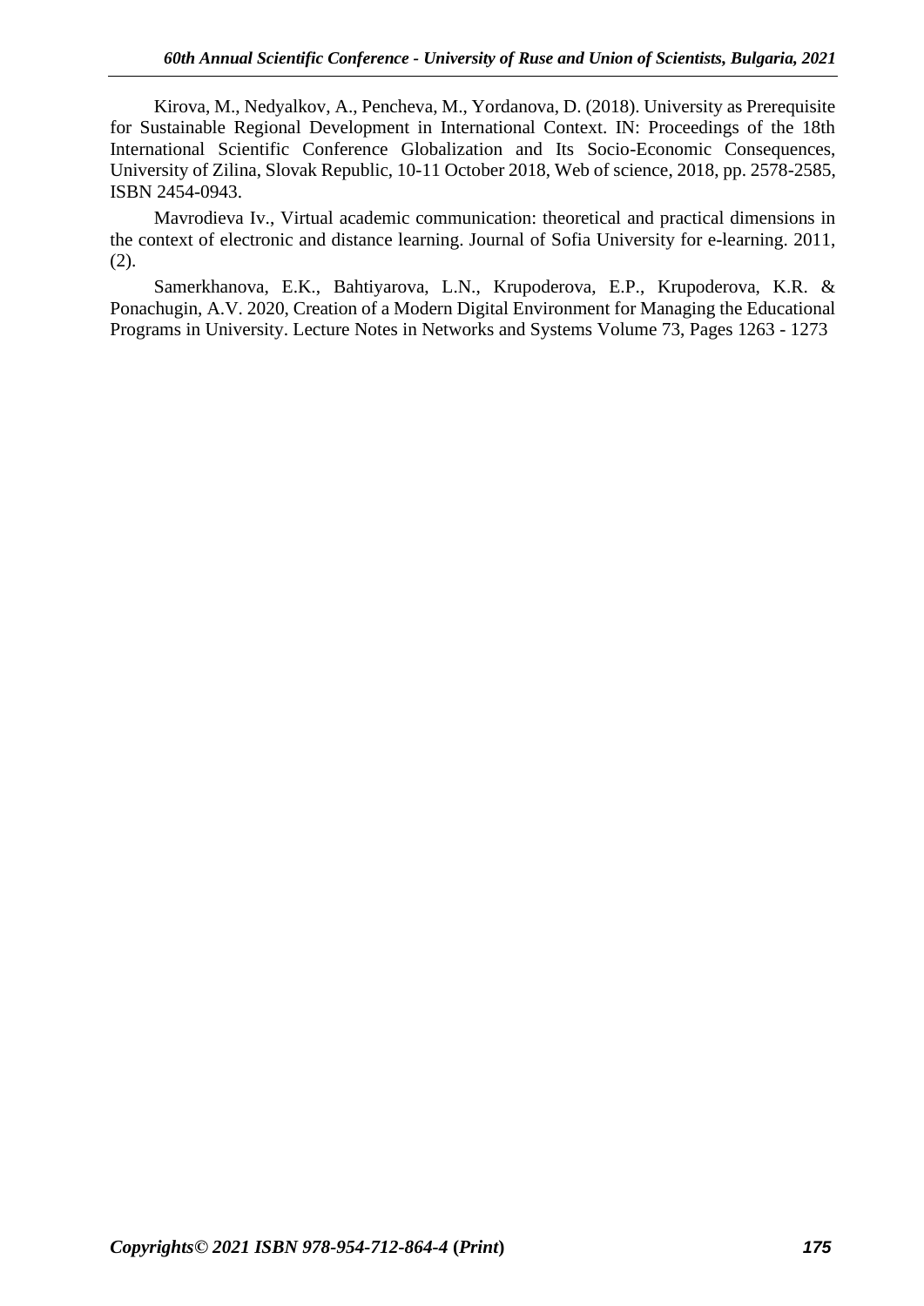Kirova, M., Nedyalkov, A., Pencheva, M., Yordanova, D. (2018). University as Prerequisite for Sustainable Regional Development in International Context. IN: Proceedings of the 18th International Scientific Conference Globalization and Its Socio-Economic Consequences, University of Zilina, Slovak Republic, 10-11 October 2018, Web of science, 2018, pp. 2578-2585, ISBN 2454-0943.

Mavrodieva Iv., Virtual academic communication: theoretical and practical dimensions in the context of electronic and distance learning. Journal of Sofia University for e-learning. 2011, (2).

Samerkhanova, E.K., Bahtiyarova, L.N., Krupoderova, E.P., Krupoderova, K.R. & Ponachugin, A.V. 2020, Creation of a Modern Digital Environment for Managing the Educational Programs in University. Lecture Notes in Networks and Systems Volume 73, Pages 1263 - 1273